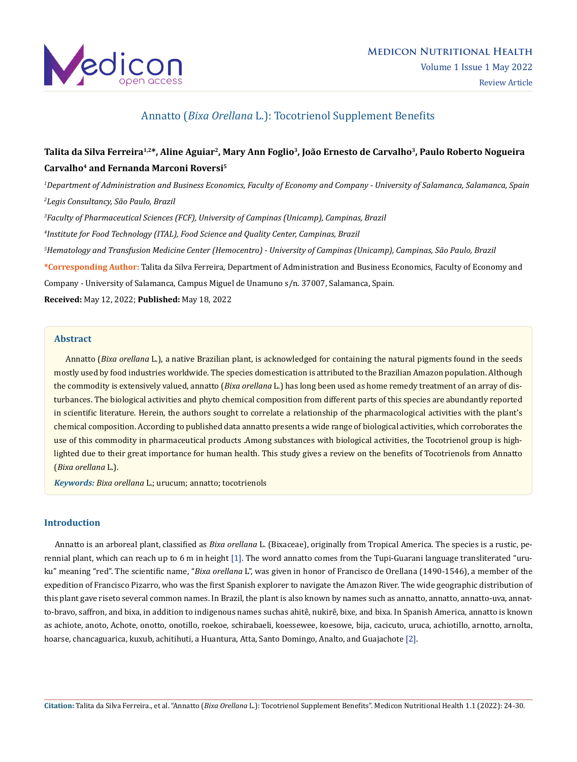# Annatto (*Bixa Orellana* L.): Tocotrienol Supplement Benefits

**Talita da Silva Ferreira[1,2]*, Aline Aguiar[2], Mary Ann Foglio[3], João Ernesto de Carvalho[3], Paulo Roberto Nogueira Carvalho[4] and Fernanda Marconi Roversi[5]**

[1]*Department of Administration and Business Economics, Faculty of Economy and Company - University of Salamanca, Salamanca, Spain*

[2]*Legis Consultancy, São Paulo, Brazil*

[3]*Faculty of Pharmaceutical Sciences (FCF), University of Campinas (Unicamp), Campinas, Brazil*

[4]*Institute for Food Technology (ITAL), Food Science and Quality Center, Campinas, Brazil*

[5]*Hematology and Transfusion Medicine Center (Hemocentro) - University of Campinas (Unicamp), Campinas, São Paulo, Brazil*

***Corresponding Author:** Talita da Silva Ferreira, Department of Administration and Business Economics, Faculty of Economy and Company - University of Salamanca, Campus Miguel de Unamuno s/n. 37007, Salamanca, Spain.

**Received:** May 12, 2022; **Published:** May 18, 2022

## Abstract

Annatto (*Bixa orellana* L.), a native Brazilian plant, is acknowledged for containing the natural pigments found in the seeds mostly used by food industries worldwide. The species domestication is attributed to the Brazilian Amazon population. Although the commodity is extensively valued, annatto (*Bixa orellana* L.) has long been used as home remedy treatment of an array of disturbances. The biological activities and phyto chemical composition from different parts of this species are abundantly reported in scientific literature. Herein, the authors sought to correlate a relationship of the pharmacological activities with the plant's chemical composition. According to published data annatto presents a wide range of biological activities, which corroborates the use of this commodity in pharmaceutical products .Among substances with biological activities, the Tocotrienol group is highlighted due to their great importance for human health. This study gives a review on the benefits of Tocotrienols from Annatto (*Bixa orellana* L.).

***Keywords:*** *Bixa orellana* L.; urucum; annatto; tocotrienols

## Introduction

Annatto is an arboreal plant, classified as *Bixa orellana* L. (Bixaceae), originally from Tropical America. The species is a rustic, perennial plant, which can reach up to 6 m in height [1]. The word annatto comes from the Tupi-Guarani language transliterated "uruku" meaning "red". The scientific name, "*Bixa orellana* L", was given in honor of Francisco de Orellana (1490-1546), a member of the expedition of Francisco Pizarro, who was the first Spanish explorer to navigate the Amazon River. The wide geographic distribution of this plant gave riseto several common names. In Brazil, the plant is also known by names such as annatto, annatto, annatto-uva, annatto-bravo, saffron, and bixa, in addition to indigenous names suchas ahitê, nukirê, bixe, and bixa. In Spanish America, annatto is known as achiote, anoto, Achote, onotto, onotillo, roekoe, schirabaeli, koessewee, koesowe, bija, cacicuto, uruca, achiotillo, arnotto, arnolta, hoarse, chancaguarica, kuxub, achitihuti, a Huantura, Atta, Santo Domingo, Analto, and Guajachote [2].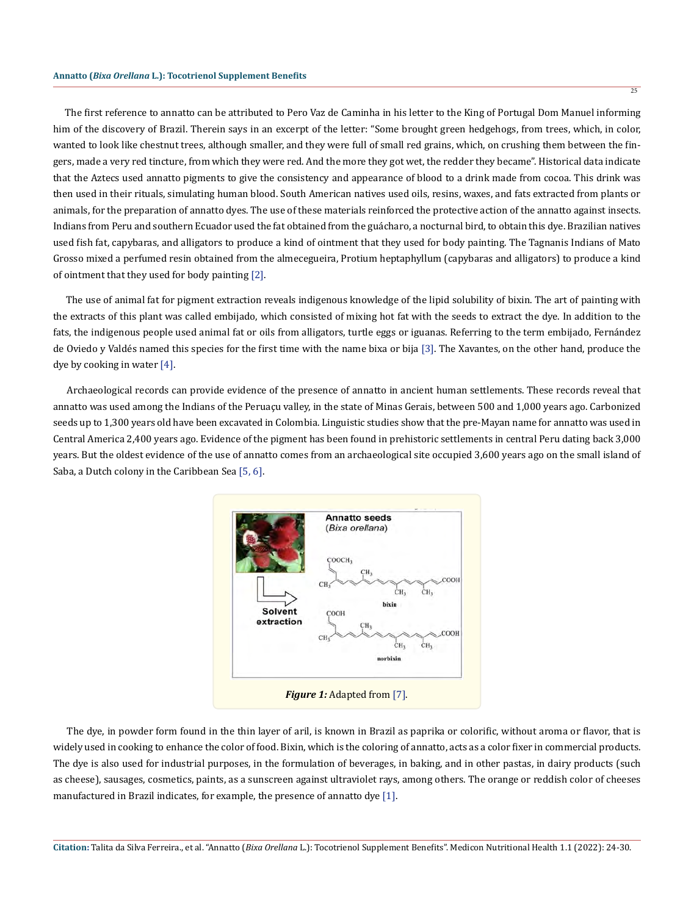The first reference to annatto can be attributed to Pero Vaz de Caminha in his letter to the King of Portugal Dom Manuel informing him of the discovery of Brazil. Therein says in an excerpt of the letter: "Some brought green hedgehogs, from trees, which, in color, wanted to look like chestnut trees, although smaller, and they were full of small red grains, which, on crushing them between the fingers, made a very red tincture, from which they were red. And the more they got wet, the redder they became". Historical data indicate that the Aztecs used annatto pigments to give the consistency and appearance of blood to a drink made from cocoa. This drink was then used in their rituals, simulating human blood. South American natives used oils, resins, waxes, and fats extracted from plants or animals, for the preparation of annatto dyes. The use of these materials reinforced the protective action of the annatto against insects. Indians from Peru and southern Ecuador used the fat obtained from the guácharo, a nocturnal bird, to obtain this dye. Brazilian natives used fish fat, capybaras, and alligators to produce a kind of ointment that they used for body painting. The Tagnanis Indians of Mato Grosso mixed a perfumed resin obtained from the almecegueira, Protium heptaphyllum (capybaras and alligators) to produce a kind of ointment that they used for body painting [2].

The use of animal fat for pigment extraction reveals indigenous knowledge of the lipid solubility of bixin. The art of painting with the extracts of this plant was called embijado, which consisted of mixing hot fat with the seeds to extract the dye. In addition to the fats, the indigenous people used animal fat or oils from alligators, turtle eggs or iguanas. Referring to the term embijado, Fernández de Oviedo y Valdés named this species for the first time with the name bixa or bija [3]. The Xavantes, on the other hand, produce the dye by cooking in water [4].

Archaeological records can provide evidence of the presence of annatto in ancient human settlements. These records reveal that annatto was used among the Indians of the Peruaçu valley, in the state of Minas Gerais, between 500 and 1,000 years ago. Carbonized seeds up to 1,300 years old have been excavated in Colombia. Linguistic studies show that the pre-Mayan name for annatto was used in Central America 2,400 years ago. Evidence of the pigment has been found in prehistoric settlements in central Peru dating back 3,000 years. But the oldest evidence of the use of annatto comes from an archaeological site occupied 3,600 years ago on the small island of Saba, a Dutch colony in the Caribbean Sea [5, 6].

***Figure 1:*** Adapted from [7].

The dye, in powder form found in the thin layer of aril, is known in Brazil as paprika or colorific, without aroma or flavor, that is widely used in cooking to enhance the color of food. Bixin, which is the coloring of annatto, acts as a color fixer in commercial products. The dye is also used for industrial purposes, in the formulation of beverages, in baking, and in other pastas, in dairy products (such as cheese), sausages, cosmetics, paints, as a sunscreen against ultraviolet rays, among others. The orange or reddish color of cheeses manufactured in Brazil indicates, for example, the presence of annatto dye [1].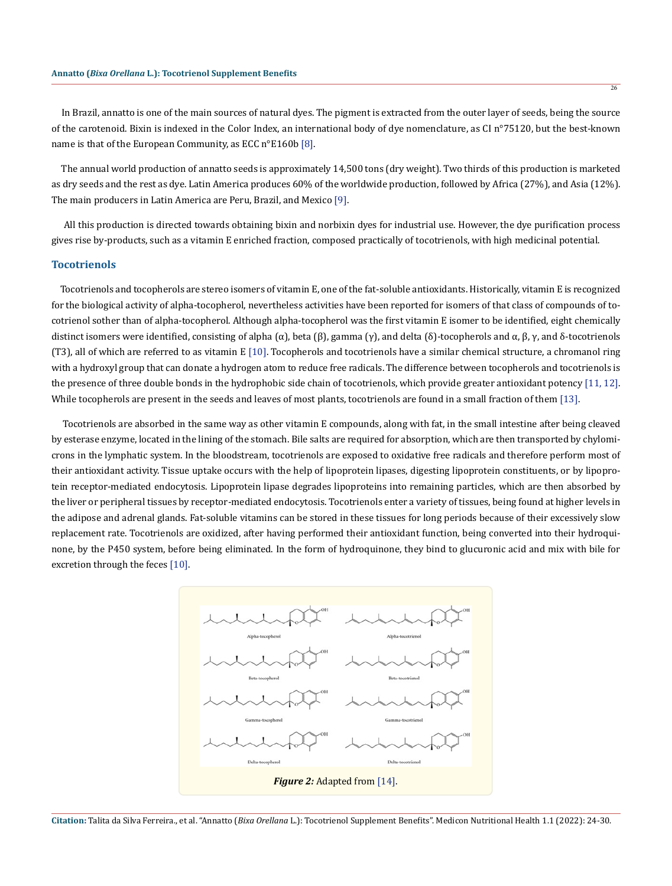In Brazil, annatto is one of the main sources of natural dyes. The pigment is extracted from the outer layer of seeds, being the source of the carotenoid. Bixin is indexed in the Color Index, an international body of dye nomenclature, as CI n°75120, but the best-known name is that of the European Community, as ECC n°E160b [8].

The annual world production of annatto seeds is approximately 14,500 tons (dry weight). Two thirds of this production is marketed as dry seeds and the rest as dye. Latin America produces 60% of the worldwide production, followed by Africa (27%), and Asia (12%). The main producers in Latin America are Peru, Brazil, and Mexico [9].

All this production is directed towards obtaining bixin and norbixin dyes for industrial use. However, the dye purification process gives rise by-products, such as a vitamin E enriched fraction, composed practically of tocotrienols, with high medicinal potential.

## Tocotrienols

Tocotrienols and tocopherols are stereo isomers of vitamin E, one of the fat-soluble antioxidants. Historically, vitamin E is recognized for the biological activity of alpha-tocopherol, nevertheless activities have been reported for isomers of that class of compounds of tocotrienol sother than of alpha-tocopherol. Although alpha-tocopherol was the first vitamin E isomer to be identified, eight chemically distinct isomers were identified, consisting of alpha (α), beta (β), gamma (γ), and delta (δ)-tocopherols and α, β, γ, and δ-tocotrienols (T3), all of which are referred to as vitamin E [10]. Tocopherols and tocotrienols have a similar chemical structure, a chromanol ring with a hydroxyl group that can donate a hydrogen atom to reduce free radicals. The difference between tocopherols and tocotrienols is the presence of three double bonds in the hydrophobic side chain of tocotrienols, which provide greater antioxidant potency [11, 12]. While tocopherols are present in the seeds and leaves of most plants, tocotrienols are found in a small fraction of them [13].

Tocotrienols are absorbed in the same way as other vitamin E compounds, along with fat, in the small intestine after being cleaved by esterase enzyme, located in the lining of the stomach. Bile salts are required for absorption, which are then transported by chylomicrons in the lymphatic system. In the bloodstream, tocotrienols are exposed to oxidative free radicals and therefore perform most of their antioxidant activity. Tissue uptake occurs with the help of lipoprotein lipases, digesting lipoprotein constituents, or by lipoprotein receptor-mediated endocytosis. Lipoprotein lipase degrades lipoproteins into remaining particles, which are then absorbed by the liver or peripheral tissues by receptor-mediated endocytosis. Tocotrienols enter a variety of tissues, being found at higher levels in the adipose and adrenal glands. Fat-soluble vitamins can be stored in these tissues for long periods because of their excessively slow replacement rate. Tocotrienols are oxidized, after having performed their antioxidant function, being converted into their hydroquinone, by the P450 system, before being eliminated. In the form of hydroquinone, they bind to glucuronic acid and mix with bile for excretion through the feces [10].

***Figure 2:*** Adapted from [14].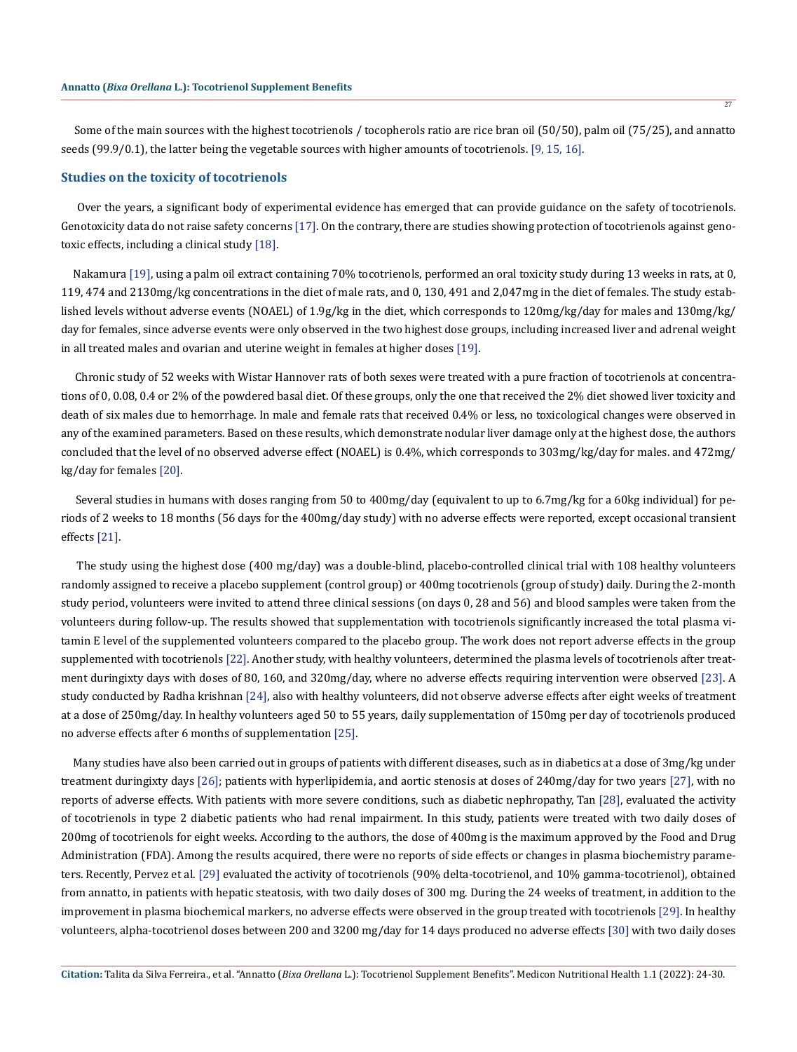Some of the main sources with the highest tocotrienols / tocopherols ratio are rice bran oil (50/50), palm oil (75/25), and annatto seeds (99.9/0.1), the latter being the vegetable sources with higher amounts of tocotrienols. [9, 15, 16].

## Studies on the toxicity of tocotrienols

Over the years, a significant body of experimental evidence has emerged that can provide guidance on the safety of tocotrienols. Genotoxicity data do not raise safety concerns [17]. On the contrary, there are studies showing protection of tocotrienols against genotoxic effects, including a clinical study [18].

Nakamura [19], using a palm oil extract containing 70% tocotrienols, performed an oral toxicity study during 13 weeks in rats, at 0, 119, 474 and 2130mg/kg concentrations in the diet of male rats, and 0, 130, 491 and 2,047mg in the diet of females. The study established levels without adverse events (NOAEL) of 1.9g/kg in the diet, which corresponds to 120mg/kg/day for males and 130mg/kg/day for females, since adverse events were only observed in the two highest dose groups, including increased liver and adrenal weight in all treated males and ovarian and uterine weight in females at higher doses [19].

Chronic study of 52 weeks with Wistar Hannover rats of both sexes were treated with a pure fraction of tocotrienols at concentrations of 0, 0.08, 0.4 or 2% of the powdered basal diet. Of these groups, only the one that received the 2% diet showed liver toxicity and death of six males due to hemorrhage. In male and female rats that received 0.4% or less, no toxicological changes were observed in any of the examined parameters. Based on these results, which demonstrate nodular liver damage only at the highest dose, the authors concluded that the level of no observed adverse effect (NOAEL) is 0.4%, which corresponds to 303mg/kg/day for males. and 472mg/kg/day for females [20].

Several studies in humans with doses ranging from 50 to 400mg/day (equivalent to up to 6.7mg/kg for a 60kg individual) for periods of 2 weeks to 18 months (56 days for the 400mg/day study) with no adverse effects were reported, except occasional transient effects [21].

The study using the highest dose (400 mg/day) was a double-blind, placebo-controlled clinical trial with 108 healthy volunteers randomly assigned to receive a placebo supplement (control group) or 400mg tocotrienols (group of study) daily. During the 2-month study period, volunteers were invited to attend three clinical sessions (on days 0, 28 and 56) and blood samples were taken from the volunteers during follow-up. The results showed that supplementation with tocotrienols significantly increased the total plasma vitamin E level of the supplemented volunteers compared to the placebo group. The work does not report adverse effects in the group supplemented with tocotrienols [22]. Another study, with healthy volunteers, determined the plasma levels of tocotrienols after treatment duringixty days with doses of 80, 160, and 320mg/day, where no adverse effects requiring intervention were observed [23]. A study conducted by Radha krishnan [24], also with healthy volunteers, did not observe adverse effects after eight weeks of treatment at a dose of 250mg/day. In healthy volunteers aged 50 to 55 years, daily supplementation of 150mg per day of tocotrienols produced no adverse effects after 6 months of supplementation [25].

Many studies have also been carried out in groups of patients with different diseases, such as in diabetics at a dose of 3mg/kg under treatment duringixty days [26]; patients with hyperlipidemia, and aortic stenosis at doses of 240mg/day for two years [27], with no reports of adverse effects. With patients with more severe conditions, such as diabetic nephropathy, Tan [28], evaluated the activity of tocotrienols in type 2 diabetic patients who had renal impairment. In this study, patients were treated with two daily doses of 200mg of tocotrienols for eight weeks. According to the authors, the dose of 400mg is the maximum approved by the Food and Drug Administration (FDA). Among the results acquired, there were no reports of side effects or changes in plasma biochemistry parameters. Recently, Pervez et al. [29] evaluated the activity of tocotrienols (90% delta-tocotrienol, and 10% gamma-tocotrienol), obtained from annatto, in patients with hepatic steatosis, with two daily doses of 300 mg. During the 24 weeks of treatment, in addition to the improvement in plasma biochemical markers, no adverse effects were observed in the group treated with tocotrienols [29]. In healthy volunteers, alpha-tocotrienol doses between 200 and 3200 mg/day for 14 days produced no adverse effects [30] with two daily doses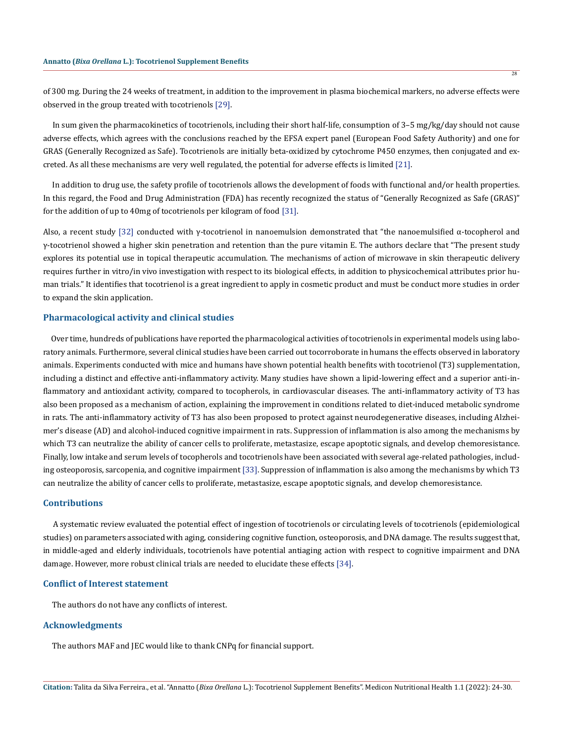of 300 mg. During the 24 weeks of treatment, in addition to the improvement in plasma biochemical markers, no adverse effects were observed in the group treated with tocotrienols [29].

In sum given the pharmacokinetics of tocotrienols, including their short half-life, consumption of 3–5 mg/kg/day should not cause adverse effects, which agrees with the conclusions reached by the EFSA expert panel (European Food Safety Authority) and one for GRAS (Generally Recognized as Safe). Tocotrienols are initially beta-oxidized by cytochrome P450 enzymes, then conjugated and excreted. As all these mechanisms are very well regulated, the potential for adverse effects is limited [21].

In addition to drug use, the safety profile of tocotrienols allows the development of foods with functional and/or health properties. In this regard, the Food and Drug Administration (FDA) has recently recognized the status of "Generally Recognized as Safe (GRAS)" for the addition of up to 40mg of tocotrienols per kilogram of food [31].

Also, a recent study [32] conducted with γ-tocotrienol in nanoemulsion demonstrated that "the nanoemulsified α-tocopherol and γ-tocotrienol showed a higher skin penetration and retention than the pure vitamin E. The authors declare that "The present study explores its potential use in topical therapeutic accumulation. The mechanisms of action of microwave in skin therapeutic delivery requires further in vitro/in vivo investigation with respect to its biological effects, in addition to physicochemical attributes prior human trials." It identifies that tocotrienol is a great ingredient to apply in cosmetic product and must be conduct more studies in order to expand the skin application.

## Pharmacological activity and clinical studies

Over time, hundreds of publications have reported the pharmacological activities of tocotrienols in experimental models using laboratory animals. Furthermore, several clinical studies have been carried out tocorroborate in humans the effects observed in laboratory animals. Experiments conducted with mice and humans have shown potential health benefits with tocotrienol (T3) supplementation, including a distinct and effective anti-inflammatory activity. Many studies have shown a lipid-lowering effect and a superior anti-inflammatory and antioxidant activity, compared to tocopherols, in cardiovascular diseases. The anti-inflammatory activity of T3 has also been proposed as a mechanism of action, explaining the improvement in conditions related to diet-induced metabolic syndrome in rats. The anti-inflammatory activity of T3 has also been proposed to protect against neurodegenerative diseases, including Alzheimer's disease (AD) and alcohol-induced cognitive impairment in rats. Suppression of inflammation is also among the mechanisms by which T3 can neutralize the ability of cancer cells to proliferate, metastasize, escape apoptotic signals, and develop chemoresistance. Finally, low intake and serum levels of tocopherols and tocotrienols have been associated with several age-related pathologies, including osteoporosis, sarcopenia, and cognitive impairment [33]. Suppression of inflammation is also among the mechanisms by which T3 can neutralize the ability of cancer cells to proliferate, metastasize, escape apoptotic signals, and develop chemoresistance.

## Contributions

A systematic review evaluated the potential effect of ingestion of tocotrienols or circulating levels of tocotrienols (epidemiological studies) on parameters associated with aging, considering cognitive function, osteoporosis, and DNA damage. The results suggest that, in middle-aged and elderly individuals, tocotrienols have potential antiaging action with respect to cognitive impairment and DNA damage. However, more robust clinical trials are needed to elucidate these effects [34].

## Conflict of Interest statement

The authors do not have any conflicts of interest.

## Acknowledgments

The authors MAF and JEC would like to thank CNPq for financial support.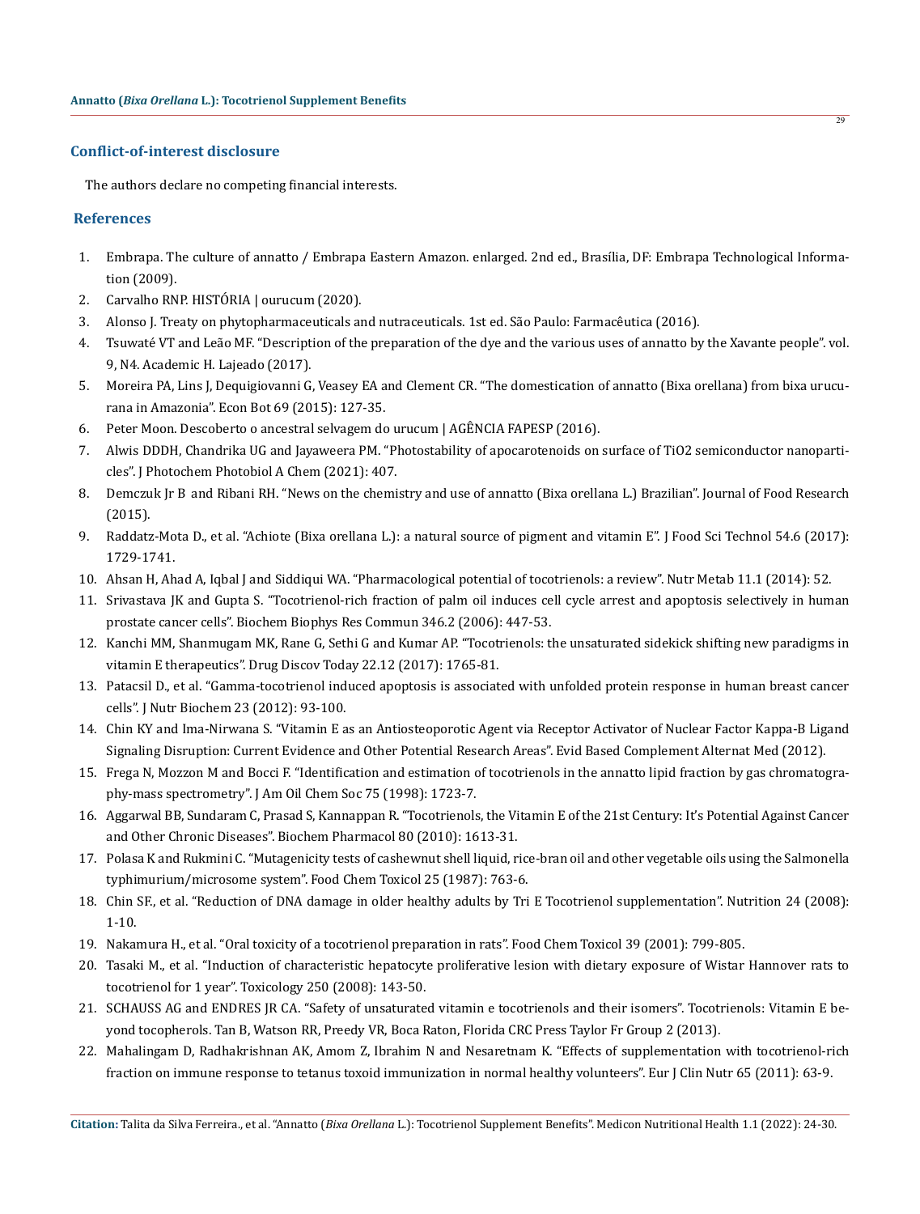### Conflict-of-interest disclosure

The authors declare no competing financial interests.

### References

1. Embrapa. The culture of annatto / Embrapa Eastern Amazon. enlarged. 2nd ed., Brasília, DF: Embrapa Technological Information (2009).
2. Carvalho RNP. HISTÓRIA | ourucum (2020).
3. Alonso J. Treaty on phytopharmaceuticals and nutraceuticals. 1st ed. São Paulo: Farmacêutica (2016).
4. Tsuwaté VT and Leão MF. "Description of the preparation of the dye and the various uses of annatto by the Xavante people". vol. 9, N4. Academic H. Lajeado (2017).
5. Moreira PA, Lins J, Dequigiovanni G, Veasey EA and Clement CR. "The domestication of annatto (Bixa orellana) from bixa urucurana in Amazonia". Econ Bot 69 (2015): 127-35.
6. Peter Moon. Descoberto o ancestral selvagem do urucum | AGÊNCIA FAPESP (2016).
7. Alwis DDDH, Chandrika UG and Jayaweera PM. "Photostability of apocarotenoids on surface of TiO2 semiconductor nanoparticles". J Photochem Photobiol A Chem (2021): 407.
8. Demczuk Jr B and Ribani RH. "News on the chemistry and use of annatto (Bixa orellana L.) Brazilian". Journal of Food Research (2015).
9. Raddatz-Mota D., et al. "Achiote (Bixa orellana L.): a natural source of pigment and vitamin E". J Food Sci Technol 54.6 (2017): 1729-1741.
10. Ahsan H, Ahad A, Iqbal J and Siddiqui WA. "Pharmacological potential of tocotrienols: a review". Nutr Metab 11.1 (2014): 52.
11. Srivastava JK and Gupta S. "Tocotrienol-rich fraction of palm oil induces cell cycle arrest and apoptosis selectively in human prostate cancer cells". Biochem Biophys Res Commun 346.2 (2006): 447-53.
12. Kanchi MM, Shanmugam MK, Rane G, Sethi G and Kumar AP. "Tocotrienols: the unsaturated sidekick shifting new paradigms in vitamin E therapeutics". Drug Discov Today 22.12 (2017): 1765-81.
13. Patacsil D., et al. "Gamma-tocotrienol induced apoptosis is associated with unfolded protein response in human breast cancer cells". J Nutr Biochem 23 (2012): 93-100.
14. Chin KY and Ima-Nirwana S. "Vitamin E as an Antiosteoporotic Agent via Receptor Activator of Nuclear Factor Kappa-B Ligand Signaling Disruption: Current Evidence and Other Potential Research Areas". Evid Based Complement Alternat Med (2012).
15. Frega N, Mozzon M and Bocci F. "Identification and estimation of tocotrienols in the annatto lipid fraction by gas chromatography-mass spectrometry". J Am Oil Chem Soc 75 (1998): 1723-7.
16. Aggarwal BB, Sundaram C, Prasad S, Kannappan R. "Tocotrienols, the Vitamin E of the 21st Century: It's Potential Against Cancer and Other Chronic Diseases". Biochem Pharmacol 80 (2010): 1613-31.
17. Polasa K and Rukmini C. "Mutagenicity tests of cashewnut shell liquid, rice-bran oil and other vegetable oils using the Salmonella typhimurium/microsome system". Food Chem Toxicol 25 (1987): 763-6.
18. Chin SF., et al. "Reduction of DNA damage in older healthy adults by Tri E Tocotrienol supplementation". Nutrition 24 (2008): 1-10.
19. Nakamura H., et al. "Oral toxicity of a tocotrienol preparation in rats". Food Chem Toxicol 39 (2001): 799-805.
20. Tasaki M., et al. "Induction of characteristic hepatocyte proliferative lesion with dietary exposure of Wistar Hannover rats to tocotrienol for 1 year". Toxicology 250 (2008): 143-50.
21. SCHAUSS AG and ENDRES JR CA. "Safety of unsaturated vitamin e tocotrienols and their isomers". Tocotrienols: Vitamin E beyond tocopherols. Tan B, Watson RR, Preedy VR, Boca Raton, Florida CRC Press Taylor Fr Group 2 (2013).
22. Mahalingam D, Radhakrishnan AK, Amom Z, Ibrahim N and Nesaretnam K. "Effects of supplementation with tocotrienol-rich fraction on immune response to tetanus toxoid immunization in normal healthy volunteers". Eur J Clin Nutr 65 (2011): 63-9.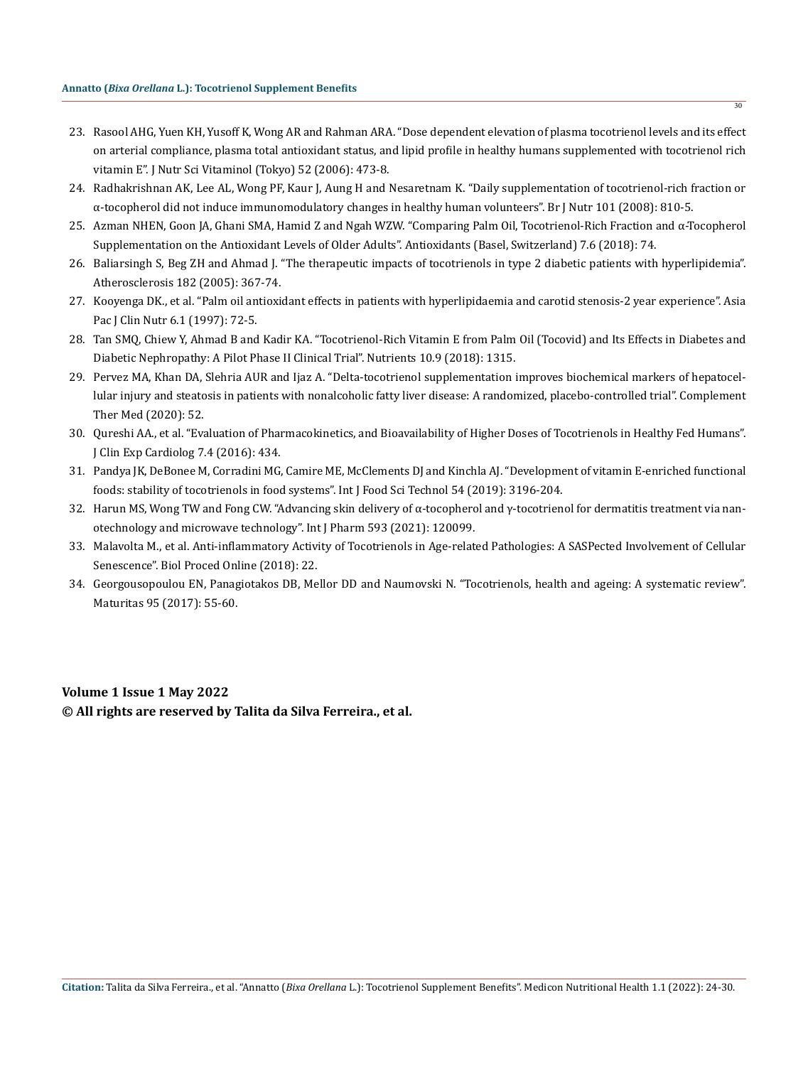23. Rasool AHG, Yuen KH, Yusoff K, Wong AR and Rahman ARA. "Dose dependent elevation of plasma tocotrienol levels and its effect on arterial compliance, plasma total antioxidant status, and lipid profile in healthy humans supplemented with tocotrienol rich vitamin E". J Nutr Sci Vitaminol (Tokyo) 52 (2006): 473-8.
24. Radhakrishnan AK, Lee AL, Wong PF, Kaur J, Aung H and Nesaretnam K. "Daily supplementation of tocotrienol-rich fraction or α-tocopherol did not induce immunomodulatory changes in healthy human volunteers". Br J Nutr 101 (2008): 810-5.
25. Azman NHEN, Goon JA, Ghani SMA, Hamid Z and Ngah WZW. "Comparing Palm Oil, Tocotrienol-Rich Fraction and α-Tocopherol Supplementation on the Antioxidant Levels of Older Adults". Antioxidants (Basel, Switzerland) 7.6 (2018): 74.
26. Baliarsingh S, Beg ZH and Ahmad J. "The therapeutic impacts of tocotrienols in type 2 diabetic patients with hyperlipidemia". Atherosclerosis 182 (2005): 367-74.
27. Kooyenga DK., et al. "Palm oil antioxidant effects in patients with hyperlipidaemia and carotid stenosis-2 year experience". Asia Pac J Clin Nutr 6.1 (1997): 72-5.
28. Tan SMQ, Chiew Y, Ahmad B and Kadir KA. "Tocotrienol-Rich Vitamin E from Palm Oil (Tocovid) and Its Effects in Diabetes and Diabetic Nephropathy: A Pilot Phase II Clinical Trial". Nutrients 10.9 (2018): 1315.
29. Pervez MA, Khan DA, Slehria AUR and Ijaz A. "Delta-tocotrienol supplementation improves biochemical markers of hepatocellular injury and steatosis in patients with nonalcoholic fatty liver disease: A randomized, placebo-controlled trial". Complement Ther Med (2020): 52.
30. Qureshi AA., et al. "Evaluation of Pharmacokinetics, and Bioavailability of Higher Doses of Tocotrienols in Healthy Fed Humans". J Clin Exp Cardiolog 7.4 (2016): 434.
31. Pandya JK, DeBonee M, Corradini MG, Camire ME, McClements DJ and Kinchla AJ. "Development of vitamin E-enriched functional foods: stability of tocotrienols in food systems". Int J Food Sci Technol 54 (2019): 3196-204.
32. Harun MS, Wong TW and Fong CW. "Advancing skin delivery of α-tocopherol and γ-tocotrienol for dermatitis treatment via nanotechnology and microwave technology". Int J Pharm 593 (2021): 120099.
33. Malavolta M., et al. Anti-inflammatory Activity of Tocotrienols in Age-related Pathologies: A SASPected Involvement of Cellular Senescence". Biol Proced Online (2018): 22.
34. Georgousopoulou EN, Panagiotakos DB, Mellor DD and Naumovski N. "Tocotrienols, health and ageing: A systematic review". Maturitas 95 (2017): 55-60.

**Volume 1 Issue 1 May 2022**

**© All rights are reserved by Talita da Silva Ferreira., et al.**